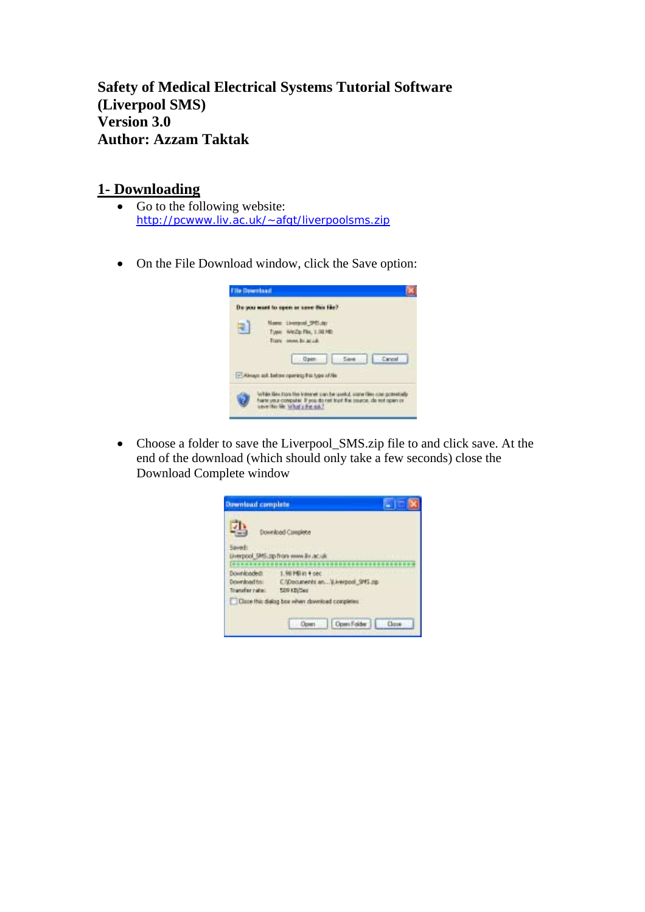# Safety of Medical Electrical Systems Tutorial Software (Liverpool SMS)

**Version 3.0**

**Author: Azzam Taktak**

## 1- Downloading

- Go to the following website:
  http://pcwww.liv.ac.uk/~afgt/liverpoolsms.zip

- On the File Download window, click the Save option:

- Choose a folder to save the Liverpool_SMS.zip file to and click save. At the end of the download (which should only take a few seconds) close the Download Complete window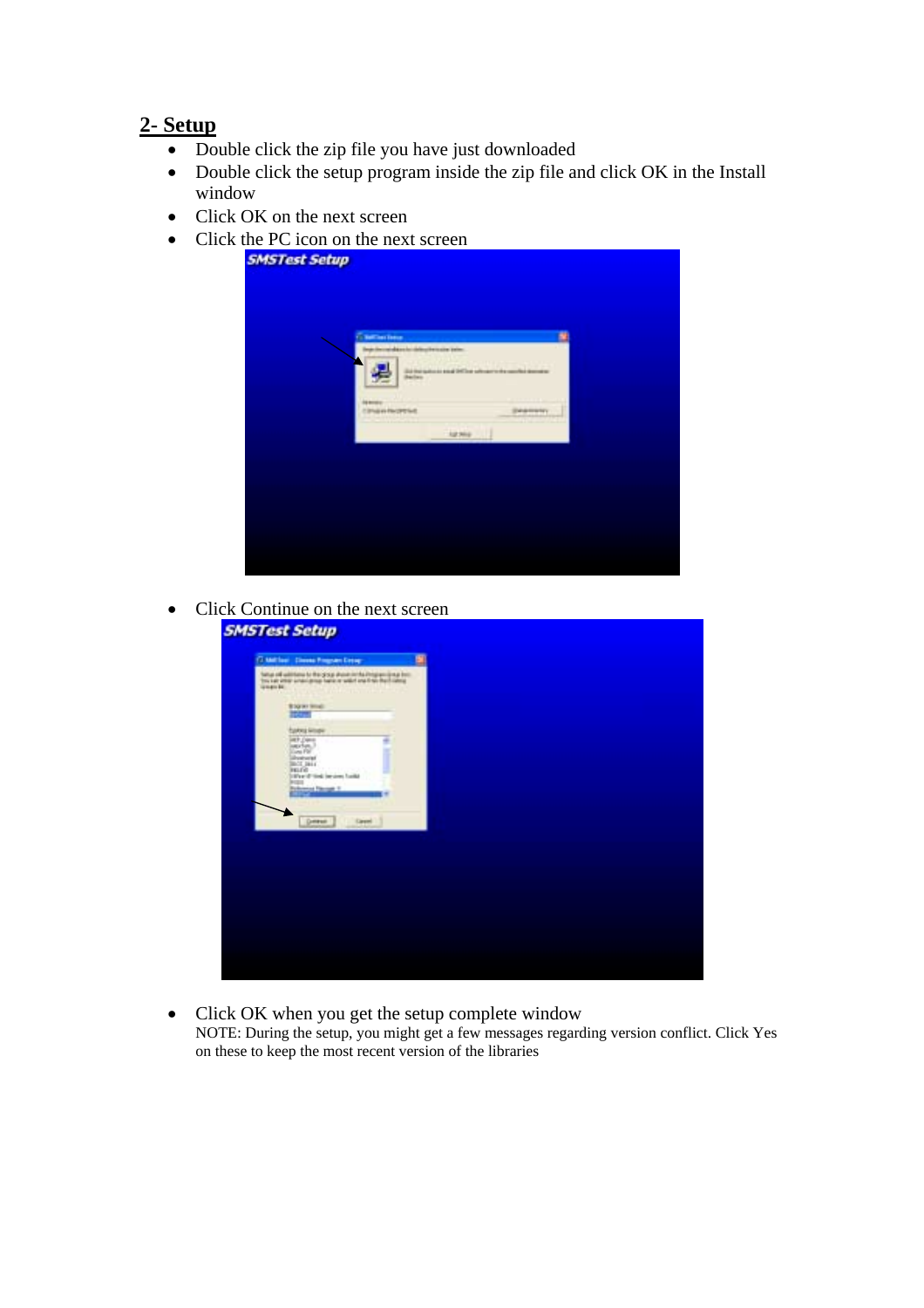## 2- Setup

- Double click the zip file you have just downloaded
- Double click the setup program inside the zip file and click OK in the Install window
- Click OK on the next screen
- Click the PC icon on the next screen
- Click Continue on the next screen
- Click OK when you get the setup complete window

  NOTE: During the setup, you might get a few messages regarding version conflict. Click Yes on these to keep the most recent version of the libraries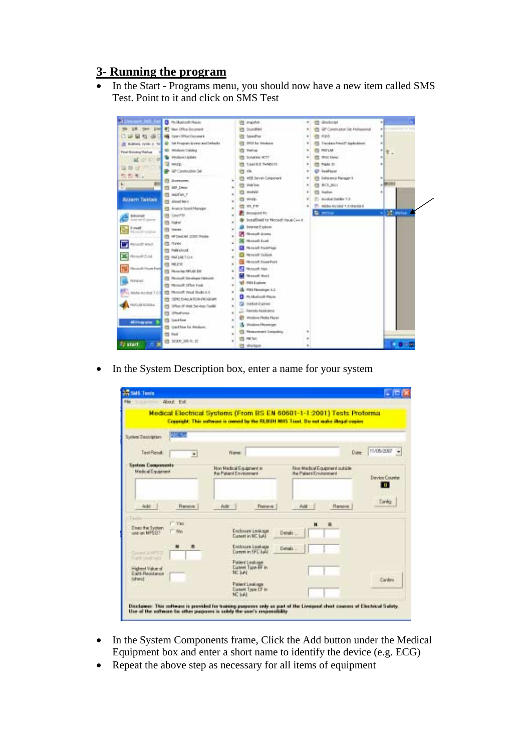## 3- Running the program

- In the Start - Programs menu, you should now have a new item called SMS Test. Point to it and click on SMS Test

- In the System Description box, enter a name for your system

- In the System Components frame, Click the Add button under the Medical Equipment box and enter a short name to identify the device (e.g. ECG)
- Repeat the above step as necessary for all items of equipment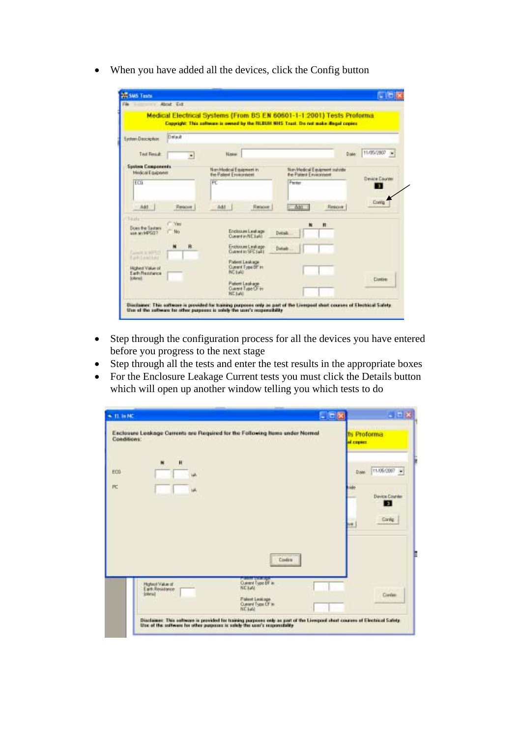- When you have added all the devices, click the Config button

- Step through the configuration process for all the devices you have entered before you progress to the next stage
- Step through all the tests and enter the test results in the appropriate boxes
- For the Enclosure Leakage Current tests you must click the Details button which will open up another window telling you which tests to do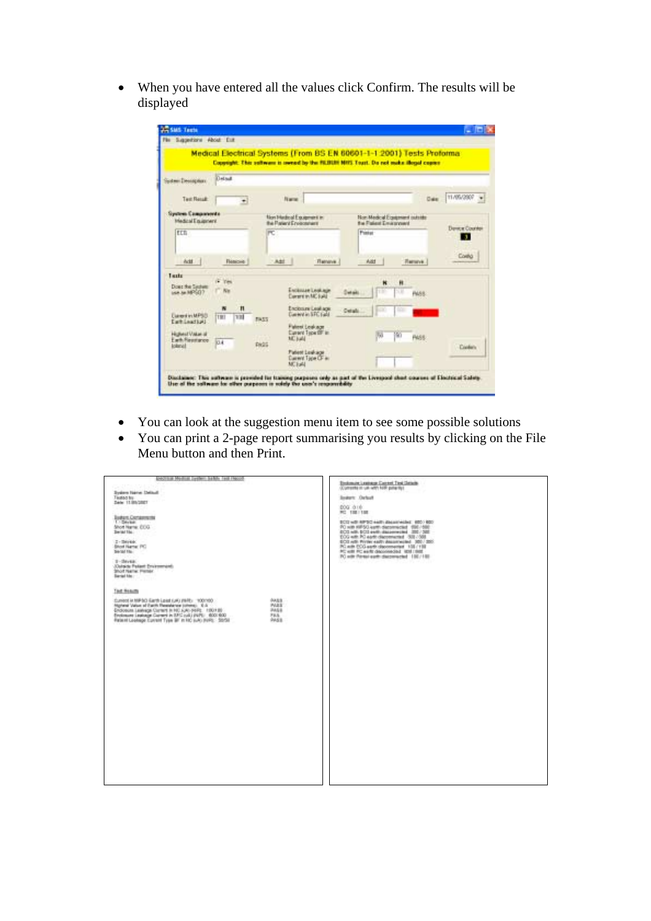- When you have entered all the values click Confirm. The results will be displayed

- You can look at the suggestion menu item to see some possible solutions
- You can print a 2-page report summarising you results by clicking on the File Menu button and then Print.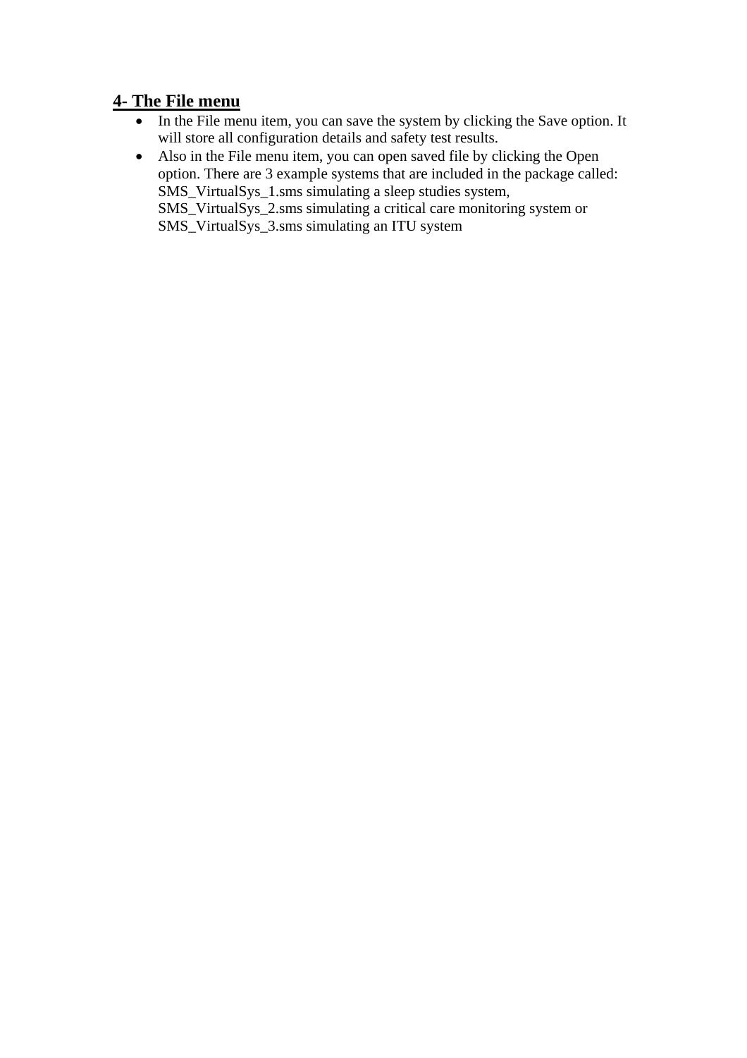## 4- The File menu

- In the File menu item, you can save the system by clicking the Save option. It will store all configuration details and safety test results.
- Also in the File menu item, you can open saved file by clicking the Open option. There are 3 example systems that are included in the package called: SMS_VirtualSys_1.sms simulating a sleep studies system, SMS_VirtualSys_2.sms simulating a critical care monitoring system or SMS_VirtualSys_3.sms simulating an ITU system